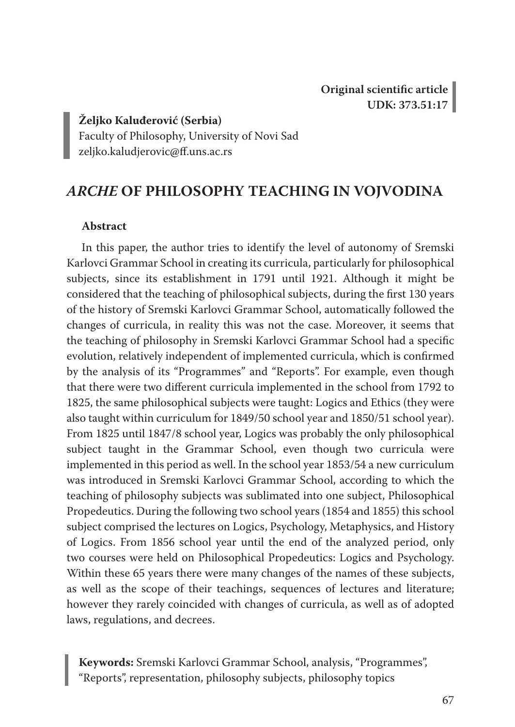**Original scientific article**
**UDK: 373.51:17**

**Željko Kaluđerović (Serbia)**
Faculty of Philosophy, University of Novi Sad
zeljko.kaludjerovic@ff.uns.ac.rs

# *ARCHE* OF PHILOSOPHY TEACHING IN VOJVODINA

**Abstract**

In this paper, the author tries to identify the level of autonomy of Sremski Karlovci Grammar School in creating its curricula, particularly for philosophical subjects, since its establishment in 1791 until 1921. Although it might be considered that the teaching of philosophical subjects, during the first 130 years of the history of Sremski Karlovci Grammar School, automatically followed the changes of curricula, in reality this was not the case. Moreover, it seems that the teaching of philosophy in Sremski Karlovci Grammar School had a specific evolution, relatively independent of implemented curricula, which is confirmed by the analysis of its "Programmes" and "Reports". For example, even though that there were two different curricula implemented in the school from 1792 to 1825, the same philosophical subjects were taught: Logics and Ethics (they were also taught within curriculum for 1849/50 school year and 1850/51 school year). From 1825 until 1847/8 school year, Logics was probably the only philosophical subject taught in the Grammar School, even though two curricula were implemented in this period as well. In the school year 1853/54 a new curriculum was introduced in Sremski Karlovci Grammar School, according to which the teaching of philosophy subjects was sublimated into one subject, Philosophical Propedeutics. During the following two school years (1854 and 1855) this school subject comprised the lectures on Logics, Psychology, Metaphysics, and History of Logics. From 1856 school year until the end of the analyzed period, only two courses were held on Philosophical Propedeutics: Logics and Psychology. Within these 65 years there were many changes of the names of these subjects, as well as the scope of their teachings, sequences of lectures and literature; however they rarely coincided with changes of curricula, as well as of adopted laws, regulations, and decrees.

**Keywords:** Sremski Karlovci Grammar School, analysis, "Programmes", "Reports", representation, philosophy subjects, philosophy topics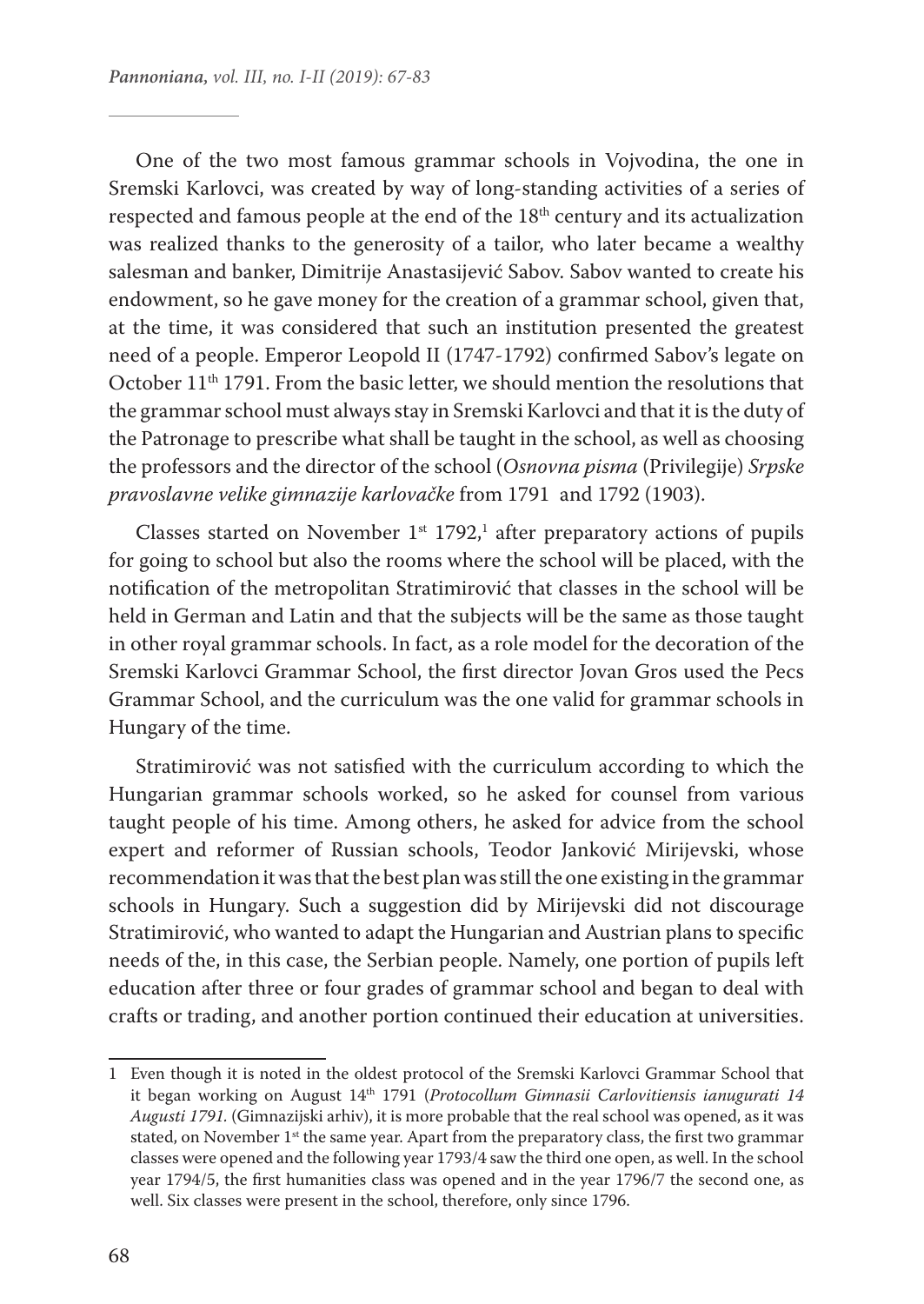One of the two most famous grammar schools in Vojvodina, the one in Sremski Karlovci, was created by way of long-standing activities of a series of respected and famous people at the end of the 18th century and its actualization was realized thanks to the generosity of a tailor, who later became a wealthy salesman and banker, Dimitrije Anastasijević Sabov. Sabov wanted to create his endowment, so he gave money for the creation of a grammar school, given that, at the time, it was considered that such an institution presented the greatest need of a people. Emperor Leopold II (1747-1792) confirmed Sabov's legate on October 11th 1791. From the basic letter, we should mention the resolutions that the grammar school must always stay in Sremski Karlovci and that it is the duty of the Patronage to prescribe what shall be taught in the school, as well as choosing the professors and the director of the school (*Osnovna pisma* (Privilegije) *Srpske pravoslavne velike gimnazije karlovačke* from 1791 and 1792 (1903).

Classes started on November 1st 1792,[1] after preparatory actions of pupils for going to school but also the rooms where the school will be placed, with the notification of the metropolitan Stratimirović that classes in the school will be held in German and Latin and that the subjects will be the same as those taught in other royal grammar schools. In fact, as a role model for the decoration of the Sremski Karlovci Grammar School, the first director Jovan Gros used the Pecs Grammar School, and the curriculum was the one valid for grammar schools in Hungary of the time.

Stratimirović was not satisfied with the curriculum according to which the Hungarian grammar schools worked, so he asked for counsel from various taught people of his time. Among others, he asked for advice from the school expert and reformer of Russian schools, Teodor Janković Mirijevski, whose recommendation it was that the best plan was still the one existing in the grammar schools in Hungary. Such a suggestion did by Mirijevski did not discourage Stratimirović, who wanted to adapt the Hungarian and Austrian plans to specific needs of the, in this case, the Serbian people. Namely, one portion of pupils left education after three or four grades of grammar school and began to deal with crafts or trading, and another portion continued their education at universities.

---

1 Even though it is noted in the oldest protocol of the Sremski Karlovci Grammar School that it began working on August 14th 1791 (*Protocollum Gimnasii Carlovitiensis ianugurati 14 Augusti 1791.* (Gimnazijski arhiv), it is more probable that the real school was opened, as it was stated, on November 1st the same year. Apart from the preparatory class, the first two grammar classes were opened and the following year 1793/4 saw the third one open, as well. In the school year 1794/5, the first humanities class was opened and in the year 1796/7 the second one, as well. Six classes were present in the school, therefore, only since 1796.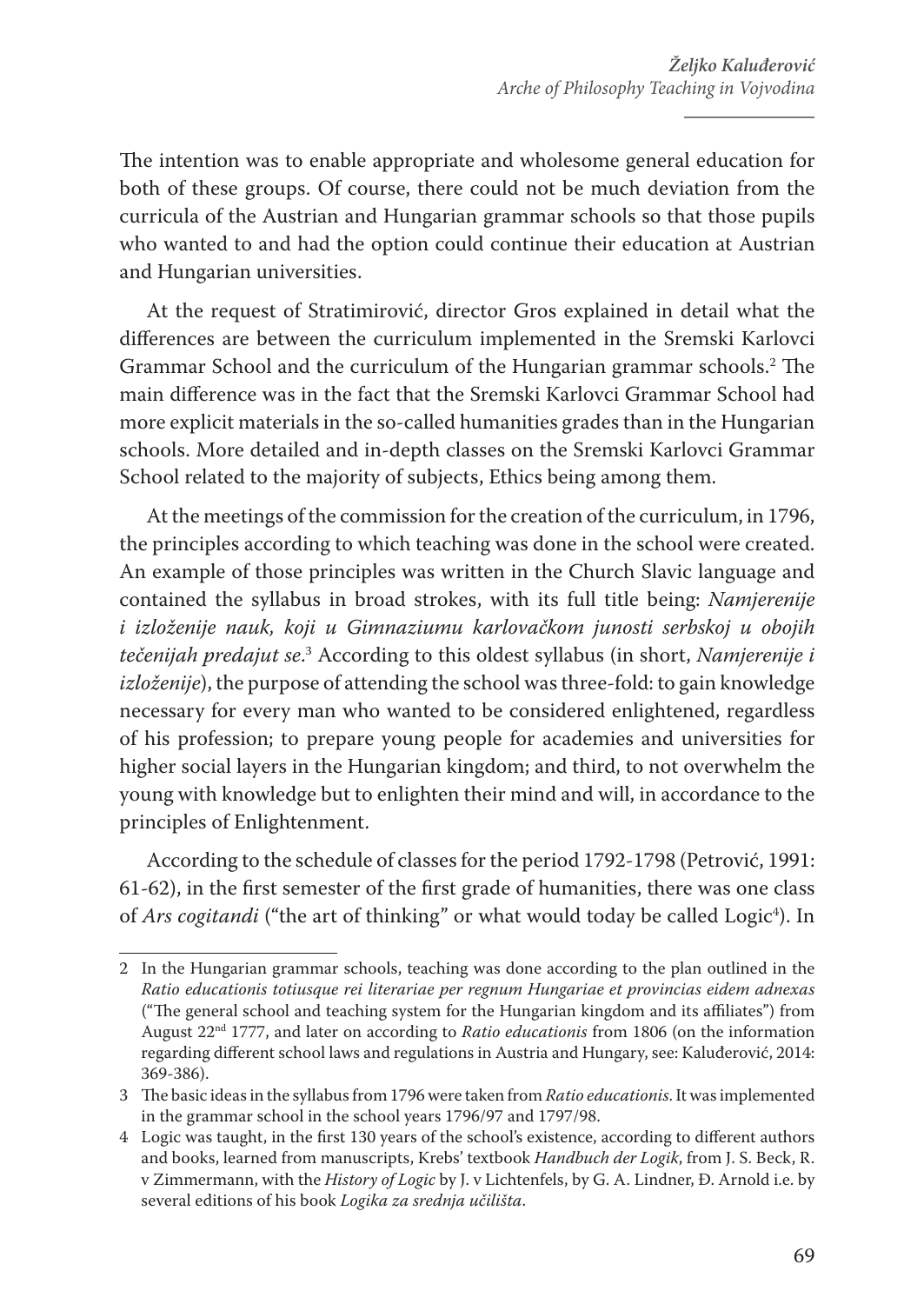The intention was to enable appropriate and wholesome general education for both of these groups. Of course, there could not be much deviation from the curricula of the Austrian and Hungarian grammar schools so that those pupils who wanted to and had the option could continue their education at Austrian and Hungarian universities.

At the request of Stratimirović, director Gros explained in detail what the differences are between the curriculum implemented in the Sremski Karlovci Grammar School and the curriculum of the Hungarian grammar schools.[2] The main difference was in the fact that the Sremski Karlovci Grammar School had more explicit materials in the so-called humanities grades than in the Hungarian schools. More detailed and in-depth classes on the Sremski Karlovci Grammar School related to the majority of subjects, Ethics being among them.

At the meetings of the commission for the creation of the curriculum, in 1796, the principles according to which teaching was done in the school were created. An example of those principles was written in the Church Slavic language and contained the syllabus in broad strokes, with its full title being: *Namjerenije i izloženije nauk, koji u Gimnaziumu karlovačkom junosti serbskoj u obojih tečenijah predajut se*.[3] According to this oldest syllabus (in short, *Namjerenije i izloženije*), the purpose of attending the school was three-fold: to gain knowledge necessary for every man who wanted to be considered enlightened, regardless of his profession; to prepare young people for academies and universities for higher social layers in the Hungarian kingdom; and third, to not overwhelm the young with knowledge but to enlighten their mind and will, in accordance to the principles of Enlightenment.

According to the schedule of classes for the period 1792-1798 (Petrović, 1991: 61-62), in the first semester of the first grade of humanities, there was one class of *Ars cogitandi* ("the art of thinking" or what would today be called Logic[4]). In

---

2 In the Hungarian grammar schools, teaching was done according to the plan outlined in the *Ratio educationis totiusque rei literariae per regnum Hungariae et provincias eidem adnexas* ("The general school and teaching system for the Hungarian kingdom and its affiliates") from August 22nd 1777, and later on according to *Ratio educationis* from 1806 (on the information regarding different school laws and regulations in Austria and Hungary, see: Kaluđerović, 2014: 369-386).

3 The basic ideas in the syllabus from 1796 were taken from *Ratio educationis*. It was implemented in the grammar school in the school years 1796/97 and 1797/98.

4 Logic was taught, in the first 130 years of the school's existence, according to different authors and books, learned from manuscripts, Krebs' textbook *Handbuch der Logik*, from J. S. Beck, R. v Zimmermann, with the *History of Logic* by J. v Lichtenfels, by G. A. Lindner, Đ. Arnold i.e. by several editions of his book *Logika za srednja učilišta*.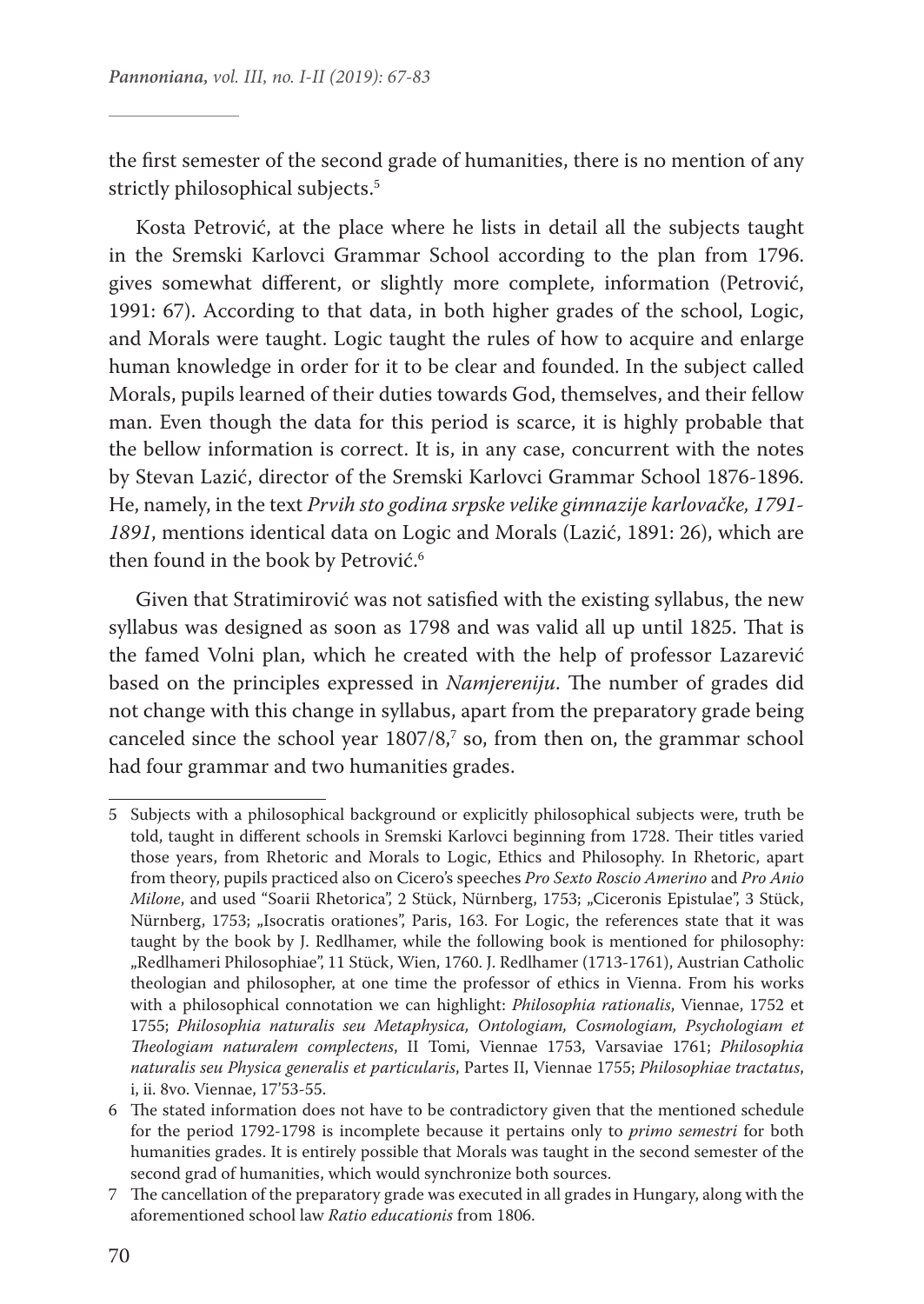the first semester of the second grade of humanities, there is no mention of any strictly philosophical subjects.[5]

Kosta Petrović, at the place where he lists in detail all the subjects taught in the Sremski Karlovci Grammar School according to the plan from 1796. gives somewhat different, or slightly more complete, information (Petrović, 1991: 67). According to that data, in both higher grades of the school, Logic, and Morals were taught. Logic taught the rules of how to acquire and enlarge human knowledge in order for it to be clear and founded. In the subject called Morals, pupils learned of their duties towards God, themselves, and their fellow man. Even though the data for this period is scarce, it is highly probable that the bellow information is correct. It is, in any case, concurrent with the notes by Stevan Lazić, director of the Sremski Karlovci Grammar School 1876-1896. He, namely, in the text *Prvih sto godina srpske velike gimnazije karlovačke, 1791-1891*, mentions identical data on Logic and Morals (Lazić, 1891: 26), which are then found in the book by Petrović.[6]

Given that Stratimirović was not satisfied with the existing syllabus, the new syllabus was designed as soon as 1798 and was valid all up until 1825. That is the famed Volni plan, which he created with the help of professor Lazarević based on the principles expressed in *Namjereniju*. The number of grades did not change with this change in syllabus, apart from the preparatory grade being canceled since the school year 1807/8,[7] so, from then on, the grammar school had four grammar and two humanities grades.

---

5 Subjects with a philosophical background or explicitly philosophical subjects were, truth be told, taught in different schools in Sremski Karlovci beginning from 1728. Their titles varied those years, from Rhetoric and Morals to Logic, Ethics and Philosophy. In Rhetoric, apart from theory, pupils practiced also on Cicero's speeches *Pro Sexto Roscio Amerino* and *Pro Anio Milone*, and used "Soarii Rhetorica", 2 Stück, Nürnberg, 1753; „Ciceronis Epistulae", 3 Stück, Nürnberg, 1753; „Isocratis orationes", Paris, 163. For Logic, the references state that it was taught by the book by J. Redlhamer, while the following book is mentioned for philosophy: „Redlhameri Philosophiae", 11 Stück, Wien, 1760. J. Redlhamer (1713-1761), Austrian Catholic theologian and philosopher, at one time the professor of ethics in Vienna. From his works with a philosophical connotation we can highlight: *Philosophia rationalis*, Viennae, 1752 et 1755; *Philosophia naturalis seu Metaphysica, Ontologiam, Cosmologiam, Psychologiam et Theologiam naturalem complectens*, II Tomi, Viennae 1753, Varsaviae 1761; *Philosophia naturalis seu Physica generalis et particularis*, Partes II, Viennae 1755; *Philosophiae tractatus*, i, ii. 8vo. Viennae, 17'53-55.

6 The stated information does not have to be contradictory given that the mentioned schedule for the period 1792-1798 is incomplete because it pertains only to *primo semestri* for both humanities grades. It is entirely possible that Morals was taught in the second semester of the second grad of humanities, which would synchronize both sources.

7 The cancellation of the preparatory grade was executed in all grades in Hungary, along with the aforementioned school law *Ratio educationis* from 1806.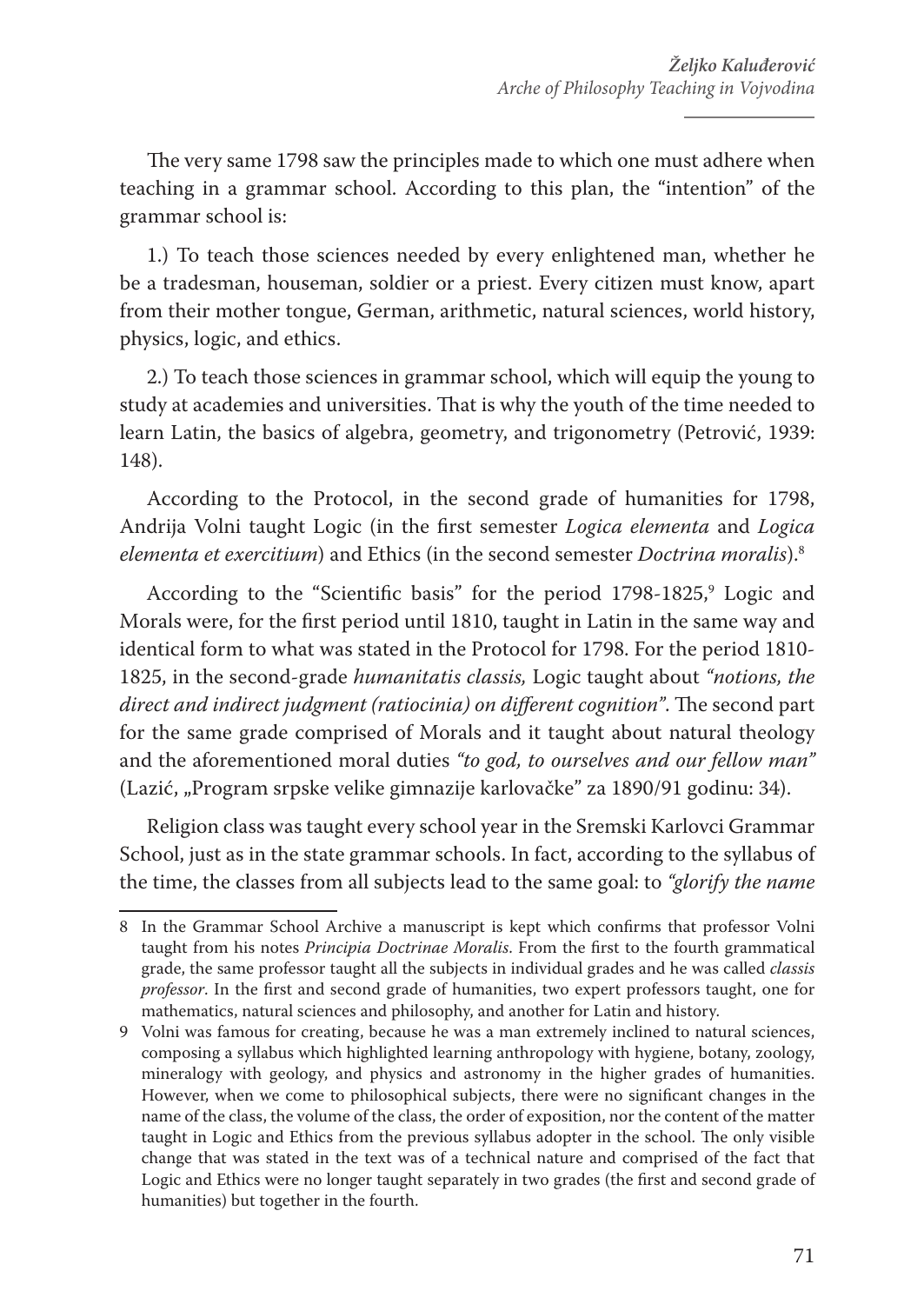The very same 1798 saw the principles made to which one must adhere when teaching in a grammar school. According to this plan, the "intention" of the grammar school is:

1.) To teach those sciences needed by every enlightened man, whether he be a tradesman, houseman, soldier or a priest. Every citizen must know, apart from their mother tongue, German, arithmetic, natural sciences, world history, physics, logic, and ethics.

2.) To teach those sciences in grammar school, which will equip the young to study at academies and universities. That is why the youth of the time needed to learn Latin, the basics of algebra, geometry, and trigonometry (Petrović, 1939: 148).

According to the Protocol, in the second grade of humanities for 1798, Andrija Volni taught Logic (in the first semester *Logica elementa* and *Logica elementa et exercitium*) and Ethics (in the second semester *Doctrina moralis*).[8]

According to the "Scientific basis" for the period 1798-1825,[9] Logic and Morals were, for the first period until 1810, taught in Latin in the same way and identical form to what was stated in the Protocol for 1798. For the period 1810-1825, in the second-grade *humanitatis classis,* Logic taught about *"notions, the direct and indirect judgment (ratiocinia) on different cognition"*. The second part for the same grade comprised of Morals and it taught about natural theology and the aforementioned moral duties *"to god, to ourselves and our fellow man"* (Lazić, „Program srpske velike gimnazije karlovačke" za 1890/91 godinu: 34).

Religion class was taught every school year in the Sremski Karlovci Grammar School, just as in the state grammar schools. In fact, according to the syllabus of the time, the classes from all subjects lead to the same goal: to *"glorify the name*

---

8 In the Grammar School Archive a manuscript is kept which confirms that professor Volni taught from his notes *Principia Doctrinae Moralis*. From the first to the fourth grammatical grade, the same professor taught all the subjects in individual grades and he was called *classis professor*. In the first and second grade of humanities, two expert professors taught, one for mathematics, natural sciences and philosophy, and another for Latin and history.

9 Volni was famous for creating, because he was a man extremely inclined to natural sciences, composing a syllabus which highlighted learning anthropology with hygiene, botany, zoology, mineralogy with geology, and physics and astronomy in the higher grades of humanities. However, when we come to philosophical subjects, there were no significant changes in the name of the class, the volume of the class, the order of exposition, nor the content of the matter taught in Logic and Ethics from the previous syllabus adopter in the school. The only visible change that was stated in the text was of a technical nature and comprised of the fact that Logic and Ethics were no longer taught separately in two grades (the first and second grade of humanities) but together in the fourth.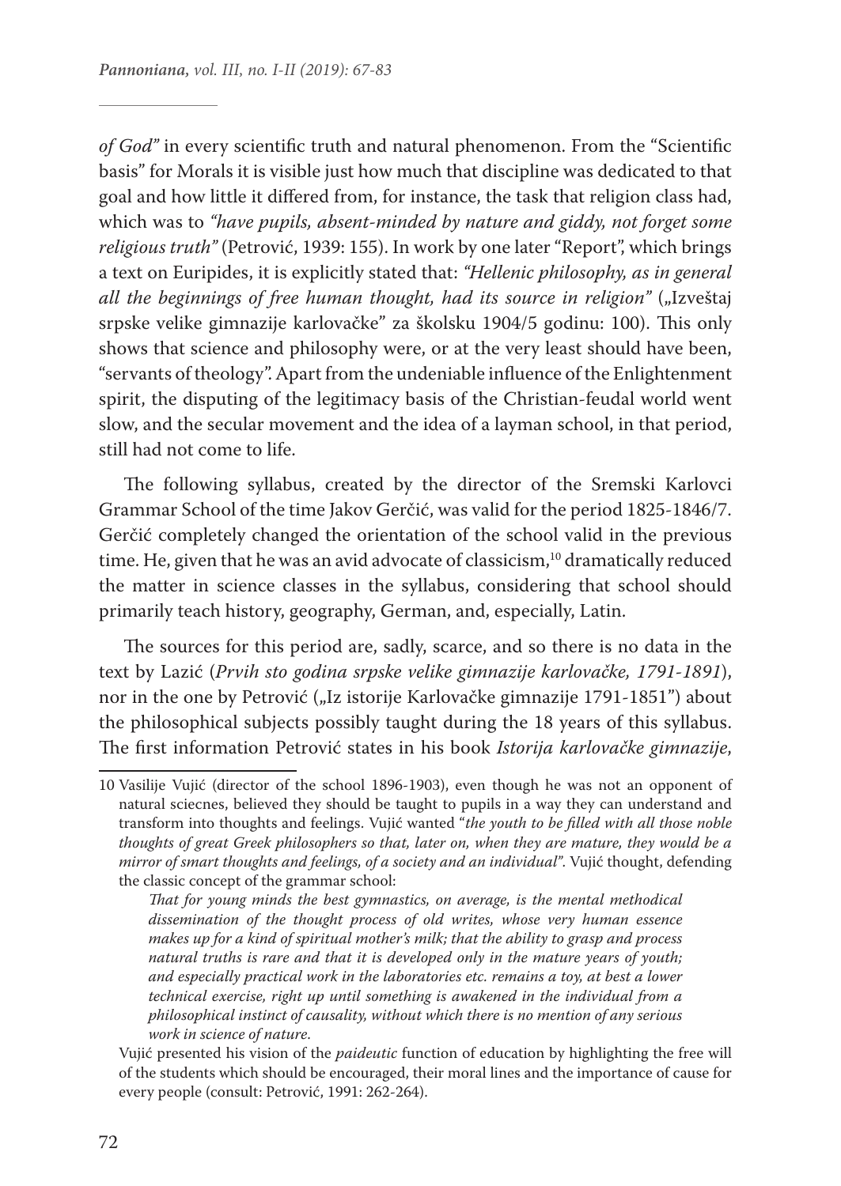*of God"* in every scientific truth and natural phenomenon. From the "Scientific basis" for Morals it is visible just how much that discipline was dedicated to that goal and how little it differed from, for instance, the task that religion class had, which was to *"have pupils, absent-minded by nature and giddy, not forget some religious truth"* (Petrović, 1939: 155). In work by one later "Report", which brings a text on Euripides, it is explicitly stated that: *"Hellenic philosophy, as in general all the beginnings of free human thought, had its source in religion"* („Izveštaj srpske velike gimnazije karlovačke" za školsku 1904/5 godinu: 100). This only shows that science and philosophy were, or at the very least should have been, "servants of theology". Apart from the undeniable influence of the Enlightenment spirit, the disputing of the legitimacy basis of the Christian-feudal world went slow, and the secular movement and the idea of a layman school, in that period, still had not come to life.

The following syllabus, created by the director of the Sremski Karlovci Grammar School of the time Jakov Gerčić, was valid for the period 1825-1846/7. Gerčić completely changed the orientation of the school valid in the previous time. He, given that he was an avid advocate of classicism,[10] dramatically reduced the matter in science classes in the syllabus, considering that school should primarily teach history, geography, German, and, especially, Latin.

The sources for this period are, sadly, scarce, and so there is no data in the text by Lazić (*Prvih sto godina srpske velike gimnazije karlovačke, 1791-1891*), nor in the one by Petrović („Iz istorije Karlovačke gimnazije 1791-1851") about the philosophical subjects possibly taught during the 18 years of this syllabus. The first information Petrović states in his book *Istorija karlovačke gimnazije*,

---

10 Vasilije Vujić (director of the school 1896-1903), even though he was not an opponent of natural sciecnes, believed they should be taught to pupils in a way they can understand and transform into thoughts and feelings. Vujić wanted "*the youth to be filled with all those noble thoughts of great Greek philosophers so that, later on, when they are mature, they would be a mirror of smart thoughts and feelings, of a society and an individual"*. Vujić thought, defending the classic concept of the grammar school:

> *That for young minds the best gymnastics, on average, is the mental methodical dissemination of the thought process of old writes, whose very human essence makes up for a kind of spiritual mother's milk; that the ability to grasp and process natural truths is rare and that it is developed only in the mature years of youth; and especially practical work in the laboratories etc. remains a toy, at best a lower technical exercise, right up until something is awakened in the individual from a philosophical instinct of causality, without which there is no mention of any serious work in science of nature.*

Vujić presented his vision of the *paideutic* function of education by highlighting the free will of the students which should be encouraged, their moral lines and the importance of cause for every people (consult: Petrović, 1991: 262-264).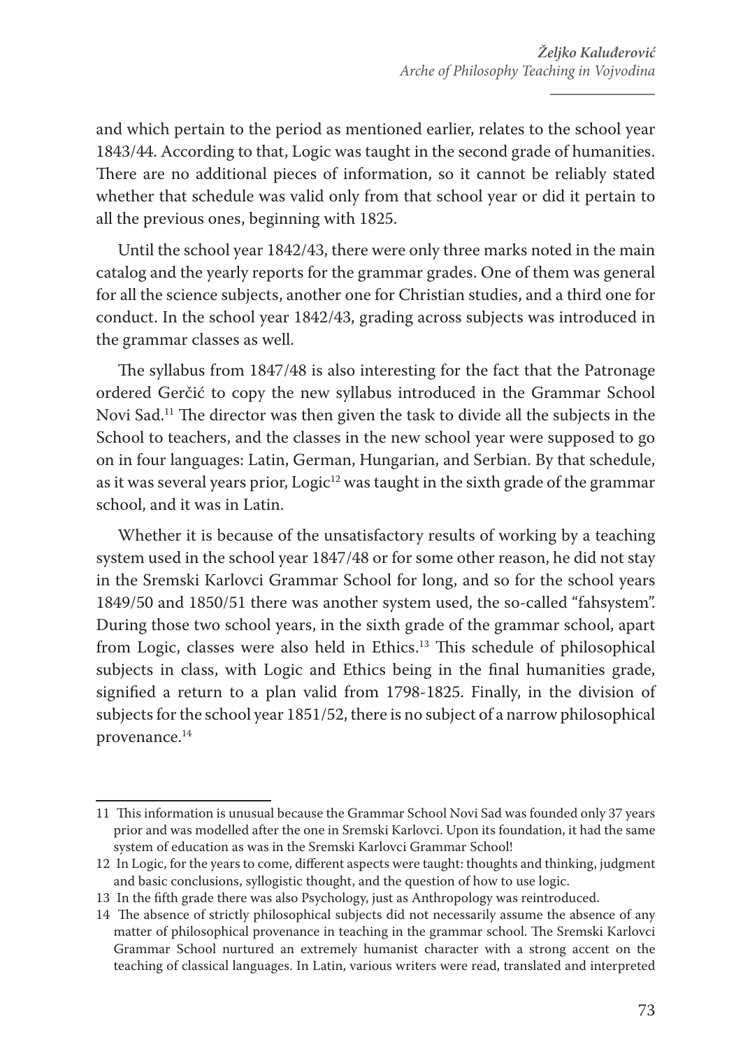and which pertain to the period as mentioned earlier, relates to the school year 1843/44. According to that, Logic was taught in the second grade of humanities. There are no additional pieces of information, so it cannot be reliably stated whether that schedule was valid only from that school year or did it pertain to all the previous ones, beginning with 1825.

Until the school year 1842/43, there were only three marks noted in the main catalog and the yearly reports for the grammar grades. One of them was general for all the science subjects, another one for Christian studies, and a third one for conduct. In the school year 1842/43, grading across subjects was introduced in the grammar classes as well.

The syllabus from 1847/48 is also interesting for the fact that the Patronage ordered Gerčić to copy the new syllabus introduced in the Grammar School Novi Sad.[11] The director was then given the task to divide all the subjects in the School to teachers, and the classes in the new school year were supposed to go on in four languages: Latin, German, Hungarian, and Serbian. By that schedule, as it was several years prior, Logic[12] was taught in the sixth grade of the grammar school, and it was in Latin.

Whether it is because of the unsatisfactory results of working by a teaching system used in the school year 1847/48 or for some other reason, he did not stay in the Sremski Karlovci Grammar School for long, and so for the school years 1849/50 and 1850/51 there was another system used, the so-called "fahsystem". During those two school years, in the sixth grade of the grammar school, apart from Logic, classes were also held in Ethics.[13] This schedule of philosophical subjects in class, with Logic and Ethics being in the final humanities grade, signified a return to a plan valid from 1798-1825. Finally, in the division of subjects for the school year 1851/52, there is no subject of a narrow philosophical provenance.[14]

---

11 This information is unusual because the Grammar School Novi Sad was founded only 37 years prior and was modelled after the one in Sremski Karlovci. Upon its foundation, it had the same system of education as was in the Sremski Karlovci Grammar School!

12 In Logic, for the years to come, different aspects were taught: thoughts and thinking, judgment and basic conclusions, syllogistic thought, and the question of how to use logic.

13 In the fifth grade there was also Psychology, just as Anthropology was reintroduced.

14 The absence of strictly philosophical subjects did not necessarily assume the absence of any matter of philosophical provenance in teaching in the grammar school. The Sremski Karlovci Grammar School nurtured an extremely humanist character with a strong accent on the teaching of classical languages. In Latin, various writers were read, translated and interpreted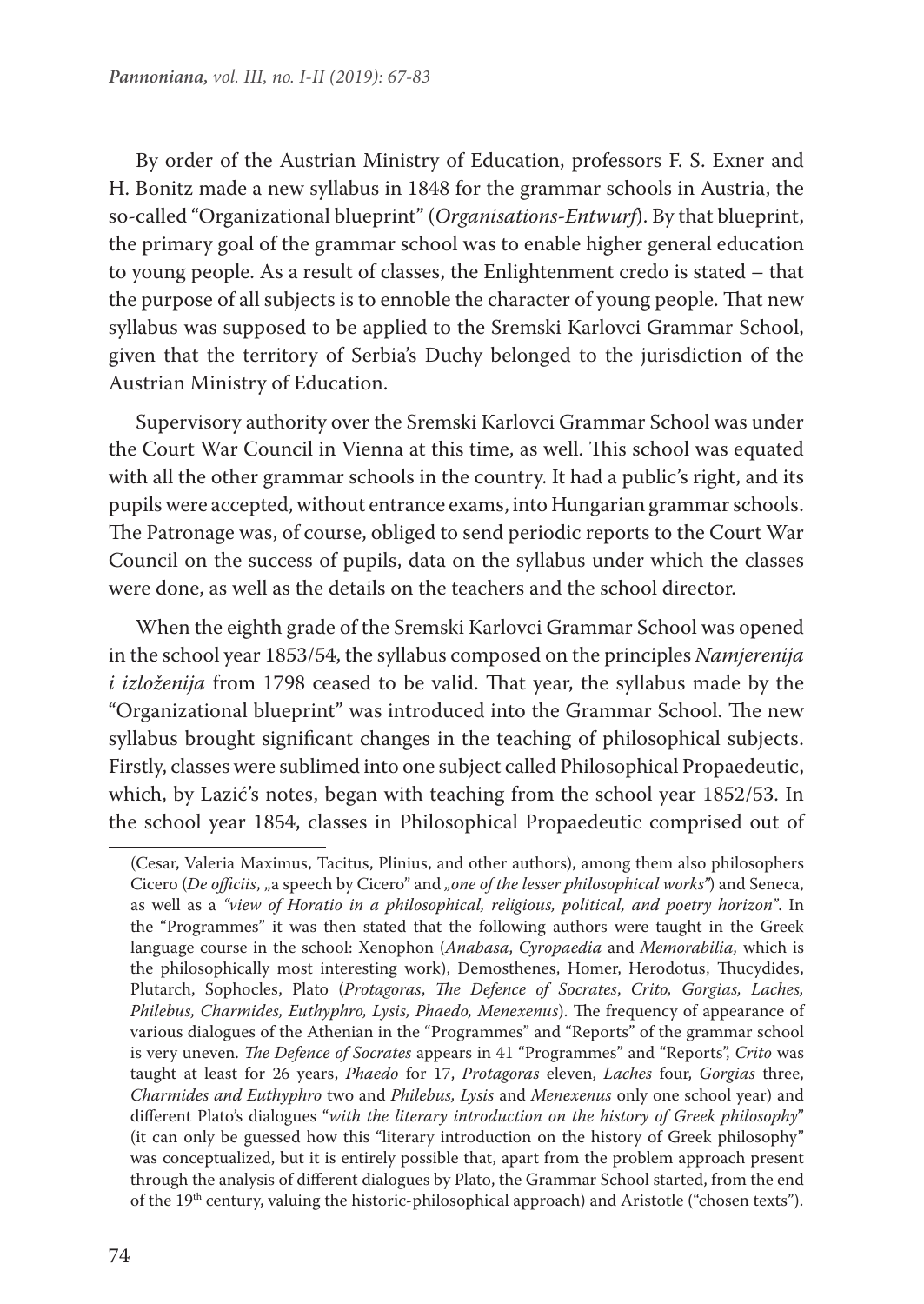By order of the Austrian Ministry of Education, professors F. S. Exner and H. Bonitz made a new syllabus in 1848 for the grammar schools in Austria, the so-called "Organizational blueprint" (*Organisations-Entwurf*). By that blueprint, the primary goal of the grammar school was to enable higher general education to young people. As a result of classes, the Enlightenment credo is stated – that the purpose of all subjects is to ennoble the character of young people. That new syllabus was supposed to be applied to the Sremski Karlovci Grammar School, given that the territory of Serbia's Duchy belonged to the jurisdiction of the Austrian Ministry of Education.

Supervisory authority over the Sremski Karlovci Grammar School was under the Court War Council in Vienna at this time, as well. This school was equated with all the other grammar schools in the country. It had a public's right, and its pupils were accepted, without entrance exams, into Hungarian grammar schools. The Patronage was, of course, obliged to send periodic reports to the Court War Council on the success of pupils, data on the syllabus under which the classes were done, as well as the details on the teachers and the school director.

When the eighth grade of the Sremski Karlovci Grammar School was opened in the school year 1853/54, the syllabus composed on the principles *Namjerenija i izloženija* from 1798 ceased to be valid. That year, the syllabus made by the "Organizational blueprint" was introduced into the Grammar School. The new syllabus brought significant changes in the teaching of philosophical subjects. Firstly, classes were sublimed into one subject called Philosophical Propaedeutic, which, by Lazić's notes, began with teaching from the school year 1852/53. In the school year 1854, classes in Philosophical Propaedeutic comprised out of

(Cesar, Valeria Maximus, Tacitus, Plinius, and other authors), among them also philosophers Cicero (*De officiis*, „a speech by Cicero" and *„one of the lesser philosophical works"*) and Seneca, as well as a *"view of Horatio in a philosophical, religious, political, and poetry horizon"*. In the "Programmes" it was then stated that the following authors were taught in the Greek language course in the school: Xenophon (*Anabasa*, *Cyropaedia* and *Memorabilia,* which is the philosophically most interesting work), Demosthenes, Homer, Herodotus, Thucydides, Plutarch, Sophocles, Plato (*Protagoras*, *The Defence of Socrates*, *Crito, Gorgias, Laches, Philebus, Charmides, Euthyphro, Lysis, Phaedo, Menexenus*). The frequency of appearance of various dialogues of the Athenian in the "Programmes" and "Reports" of the grammar school is very uneven. *The Defence of Socrates* appears in 41 "Programmes" and "Reports", *Crito* was taught at least for 26 years, *Phaedo* for 17, *Protagoras* eleven, *Laches* four, *Gorgias* three, *Charmides and Euthyphro* two and *Philebus, Lysis* and *Menexenus* only one school year) and different Plato's dialogues "*with the literary introduction on the history of Greek philosophy*" (it can only be guessed how this "literary introduction on the history of Greek philosophy" was conceptualized, but it is entirely possible that, apart from the problem approach present through the analysis of different dialogues by Plato, the Grammar School started, from the end of the 19th century, valuing the historic-philosophical approach) and Aristotle ("chosen texts").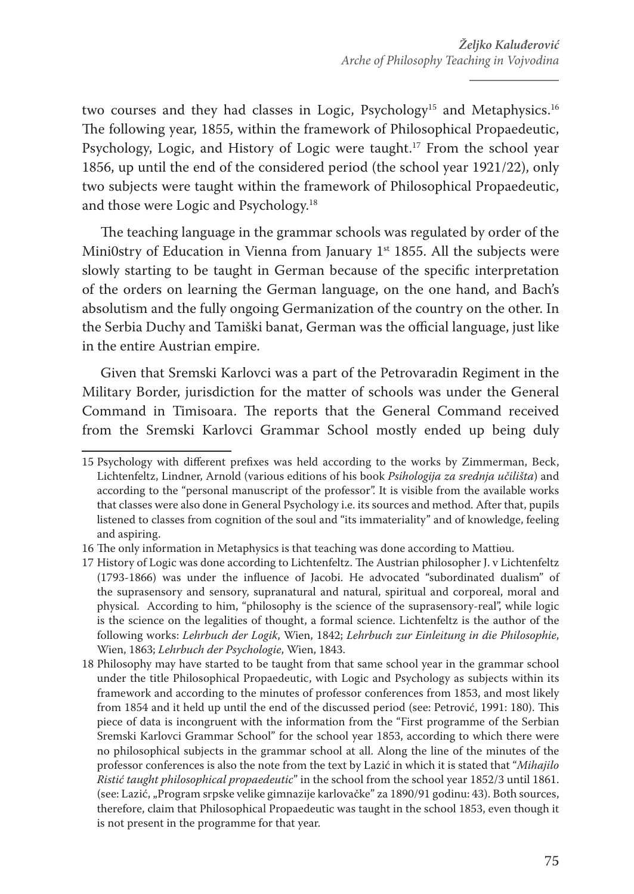two courses and they had classes in Logic, Psychology[15] and Metaphysics.[16] The following year, 1855, within the framework of Philosophical Propaedeutic, Psychology, Logic, and History of Logic were taught.[17] From the school year 1856, up until the end of the considered period (the school year 1921/22), only two subjects were taught within the framework of Philosophical Propaedeutic, and those were Logic and Psychology.[18]

The teaching language in the grammar schools was regulated by order of the Mini0stry of Education in Vienna from January 1st 1855. All the subjects were slowly starting to be taught in German because of the specific interpretation of the orders on learning the German language, on the one hand, and Bach's absolutism and the fully ongoing Germanization of the country on the other. In the Serbia Duchy and Tamiški banat, German was the official language, just like in the entire Austrian empire.

Given that Sremski Karlovci was a part of the Petrovaradin Regiment in the Military Border, jurisdiction for the matter of schools was under the General Command in Timisoara. The reports that the General Command received from the Sremski Karlovci Grammar School mostly ended up being duly

---

15 Psychology with different prefixes was held according to the works by Zimmerman, Beck, Lichtenfeltz, Lindner, Arnold (various editions of his book *Psihologija za srednja učilišta*) and according to the "personal manuscript of the professor". It is visible from the available works that classes were also done in General Psychology i.e. its sources and method. After that, pupils listened to classes from cognition of the soul and "its immateriality" and of knowledge, feeling and aspiring.

16 The only information in Metaphysics is that teaching was done according to Mattiəu.

17 History of Logic was done according to Lichtenfeltz. The Austrian philosopher J. v Lichtenfeltz (1793-1866) was under the influence of Jacobi. He advocated "subordinated dualism" of the suprasensory and sensory, supranatural and natural, spiritual and corporeal, moral and physical. According to him, "philosophy is the science of the suprasensory-real", while logic is the science on the legalities of thought, a formal science. Lichtenfeltz is the author of the following works: *Lehrbuch der Logik*, Wien, 1842; *Lehrbuch zur Einleitung in die Philosophie*, Wien, 1863; *Lehrbuch der Psychologie*, Wien, 1843.

18 Philosophy may have started to be taught from that same school year in the grammar school under the title Philosophical Propaedeutic, with Logic and Psychology as subjects within its framework and according to the minutes of professor conferences from 1853, and most likely from 1854 and it held up until the end of the discussed period (see: Petrović, 1991: 180). This piece of data is incongruent with the information from the "First programme of the Serbian Sremski Karlovci Grammar School" for the school year 1853, according to which there were no philosophical subjects in the grammar school at all. Along the line of the minutes of the professor conferences is also the note from the text by Lazić in which it is stated that "*Mihajilo Ristić taught philosophical propaedeutic*" in the school from the school year 1852/3 until 1861. (see: Lazić, „Program srpske velike gimnazije karlovačke" za 1890/91 godinu: 43). Both sources, therefore, claim that Philosophical Propaedeutic was taught in the school 1853, even though it is not present in the programme for that year.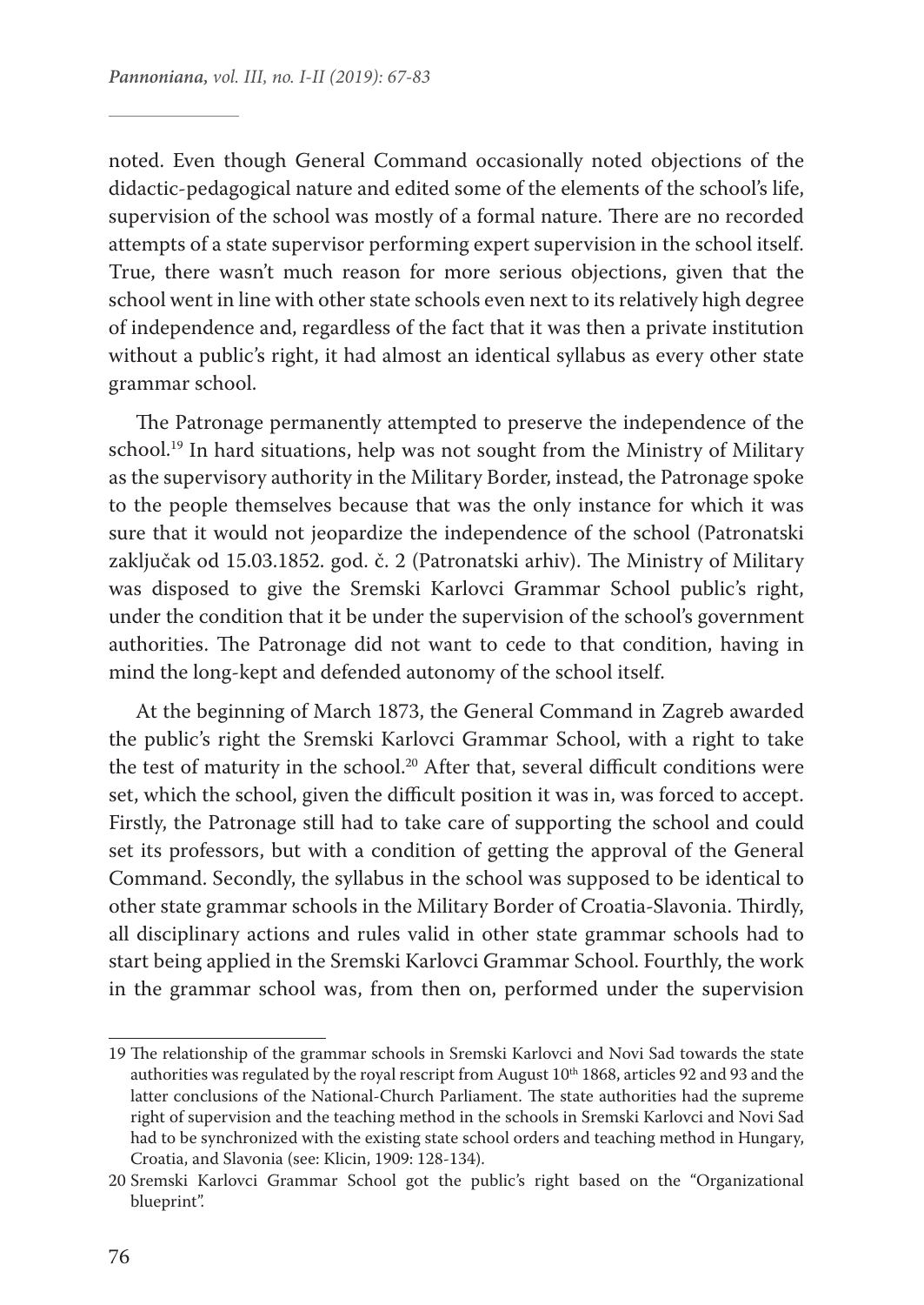noted. Even though General Command occasionally noted objections of the didactic-pedagogical nature and edited some of the elements of the school's life, supervision of the school was mostly of a formal nature. There are no recorded attempts of a state supervisor performing expert supervision in the school itself. True, there wasn't much reason for more serious objections, given that the school went in line with other state schools even next to its relatively high degree of independence and, regardless of the fact that it was then a private institution without a public's right, it had almost an identical syllabus as every other state grammar school.

The Patronage permanently attempted to preserve the independence of the school.[19] In hard situations, help was not sought from the Ministry of Military as the supervisory authority in the Military Border, instead, the Patronage spoke to the people themselves because that was the only instance for which it was sure that it would not jeopardize the independence of the school (Patronatski zaključak od 15.03.1852. god. č. 2 (Patronatski arhiv). The Ministry of Military was disposed to give the Sremski Karlovci Grammar School public's right, under the condition that it be under the supervision of the school's government authorities. The Patronage did not want to cede to that condition, having in mind the long-kept and defended autonomy of the school itself.

At the beginning of March 1873, the General Command in Zagreb awarded the public's right the Sremski Karlovci Grammar School, with a right to take the test of maturity in the school.[20] After that, several difficult conditions were set, which the school, given the difficult position it was in, was forced to accept. Firstly, the Patronage still had to take care of supporting the school and could set its professors, but with a condition of getting the approval of the General Command. Secondly, the syllabus in the school was supposed to be identical to other state grammar schools in the Military Border of Croatia-Slavonia. Thirdly, all disciplinary actions and rules valid in other state grammar schools had to start being applied in the Sremski Karlovci Grammar School. Fourthly, the work in the grammar school was, from then on, performed under the supervision

---

19 The relationship of the grammar schools in Sremski Karlovci and Novi Sad towards the state authorities was regulated by the royal rescript from August 10th 1868, articles 92 and 93 and the latter conclusions of the National-Church Parliament. The state authorities had the supreme right of supervision and the teaching method in the schools in Sremski Karlovci and Novi Sad had to be synchronized with the existing state school orders and teaching method in Hungary, Croatia, and Slavonia (see: Klicin, 1909: 128-134).

20 Sremski Karlovci Grammar School got the public's right based on the "Organizational blueprint".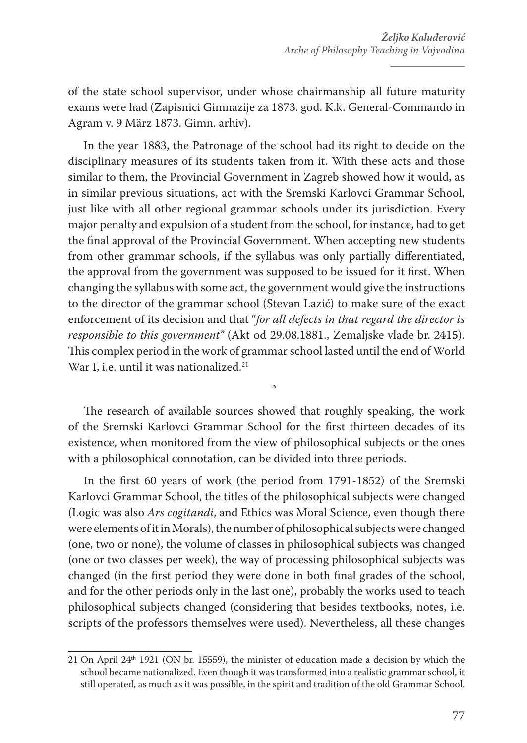of the state school supervisor, under whose chairmanship all future maturity exams were had (Zapisnici Gimnazije za 1873. god. K.k. General-Commando in Agram v. 9 März 1873. Gimn. arhiv).

In the year 1883, the Patronage of the school had its right to decide on the disciplinary measures of its students taken from it. With these acts and those similar to them, the Provincial Government in Zagreb showed how it would, as in similar previous situations, act with the Sremski Karlovci Grammar School, just like with all other regional grammar schools under its jurisdiction. Every major penalty and expulsion of a student from the school, for instance, had to get the final approval of the Provincial Government. When accepting new students from other grammar schools, if the syllabus was only partially differentiated, the approval from the government was supposed to be issued for it first. When changing the syllabus with some act, the government would give the instructions to the director of the grammar school (Stevan Lazić) to make sure of the exact enforcement of its decision and that *"for all defects in that regard the director is responsible to this government"* (Akt od 29.08.1881., Zemaljske vlade br. 2415). This complex period in the work of grammar school lasted until the end of World War I, i.e. until it was nationalized.[21]

*

The research of available sources showed that roughly speaking, the work of the Sremski Karlovci Grammar School for the first thirteen decades of its existence, when monitored from the view of philosophical subjects or the ones with a philosophical connotation, can be divided into three periods.

In the first 60 years of work (the period from 1791-1852) of the Sremski Karlovci Grammar School, the titles of the philosophical subjects were changed (Logic was also *Ars cogitandi*, and Ethics was Moral Science, even though there were elements of it in Morals), the number of philosophical subjects were changed (one, two or none), the volume of classes in philosophical subjects was changed (one or two classes per week), the way of processing philosophical subjects was changed (in the first period they were done in both final grades of the school, and for the other periods only in the last one), probably the works used to teach philosophical subjects changed (considering that besides textbooks, notes, i.e. scripts of the professors themselves were used). Nevertheless, all these changes

---

21 On April 24th 1921 (ON br. 15559), the minister of education made a decision by which the school became nationalized. Even though it was transformed into a realistic grammar school, it still operated, as much as it was possible, in the spirit and tradition of the old Grammar School.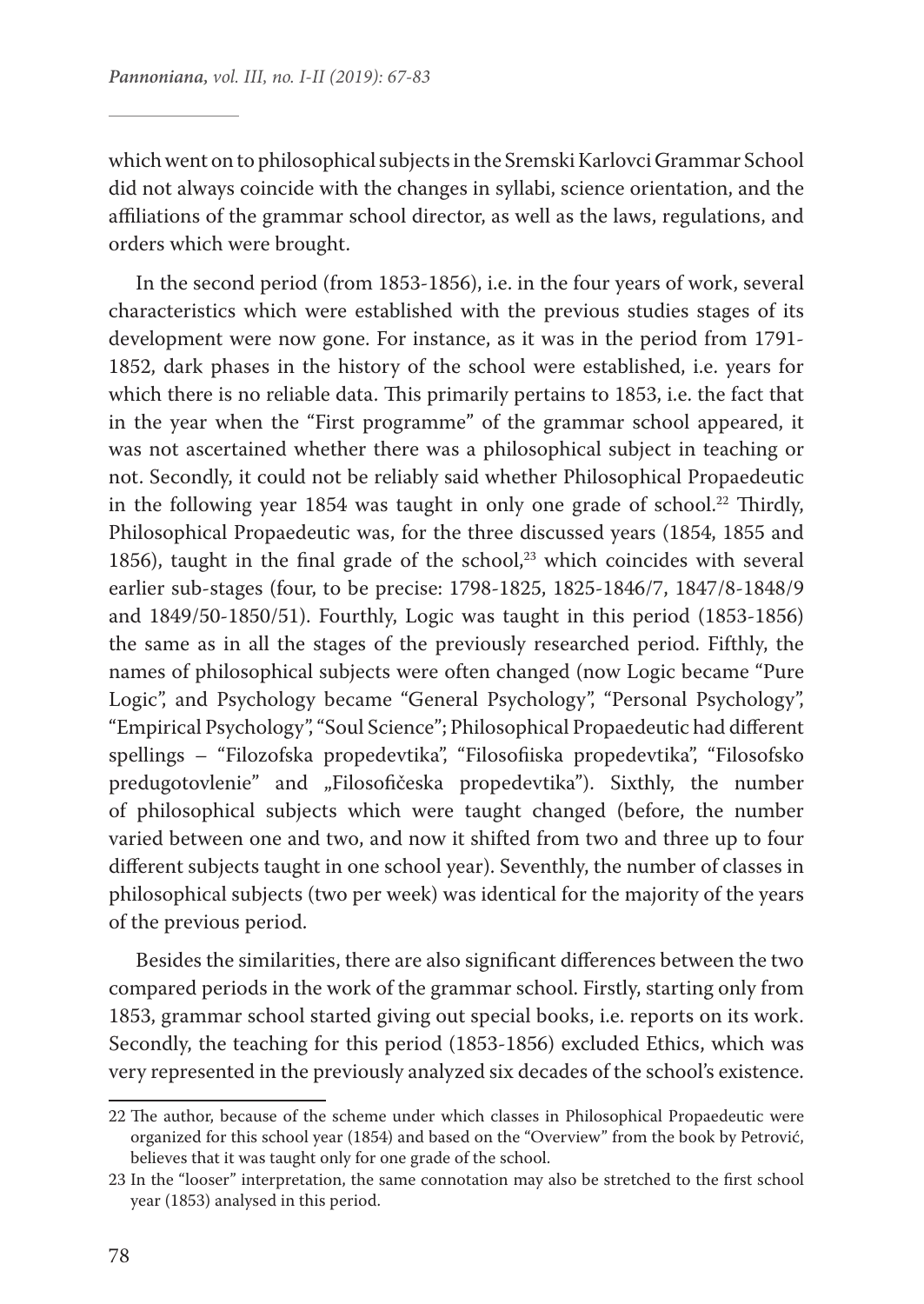which went on to philosophical subjects in the Sremski Karlovci Grammar School did not always coincide with the changes in syllabi, science orientation, and the affiliations of the grammar school director, as well as the laws, regulations, and orders which were brought.

In the second period (from 1853-1856), i.e. in the four years of work, several characteristics which were established with the previous studies stages of its development were now gone. For instance, as it was in the period from 1791-1852, dark phases in the history of the school were established, i.e. years for which there is no reliable data. This primarily pertains to 1853, i.e. the fact that in the year when the "First programme" of the grammar school appeared, it was not ascertained whether there was a philosophical subject in teaching or not. Secondly, it could not be reliably said whether Philosophical Propaedeutic in the following year 1854 was taught in only one grade of school.[22] Thirdly, Philosophical Propaedeutic was, for the three discussed years (1854, 1855 and 1856), taught in the final grade of the school,[23] which coincides with several earlier sub-stages (four, to be precise: 1798-1825, 1825-1846/7, 1847/8-1848/9 and 1849/50-1850/51). Fourthly, Logic was taught in this period (1853-1856) the same as in all the stages of the previously researched period. Fifthly, the names of philosophical subjects were often changed (now Logic became "Pure Logic", and Psychology became "General Psychology", "Personal Psychology", "Empirical Psychology", "Soul Science"; Philosophical Propaedeutic had different spellings – "Filozofska propedevtika", "Filosofiiska propedevtika", "Filosofsko predugotovlenie" and „Filosofičeska propedevtika"). Sixthly, the number of philosophical subjects which were taught changed (before, the number varied between one and two, and now it shifted from two and three up to four different subjects taught in one school year). Seventhly, the number of classes in philosophical subjects (two per week) was identical for the majority of the years of the previous period.

Besides the similarities, there are also significant differences between the two compared periods in the work of the grammar school. Firstly, starting only from 1853, grammar school started giving out special books, i.e. reports on its work. Secondly, the teaching for this period (1853-1856) excluded Ethics, which was very represented in the previously analyzed six decades of the school's existence.

---

22 The author, because of the scheme under which classes in Philosophical Propaedeutic were organized for this school year (1854) and based on the "Overview" from the book by Petrović, believes that it was taught only for one grade of the school.

23 In the "looser" interpretation, the same connotation may also be stretched to the first school year (1853) analysed in this period.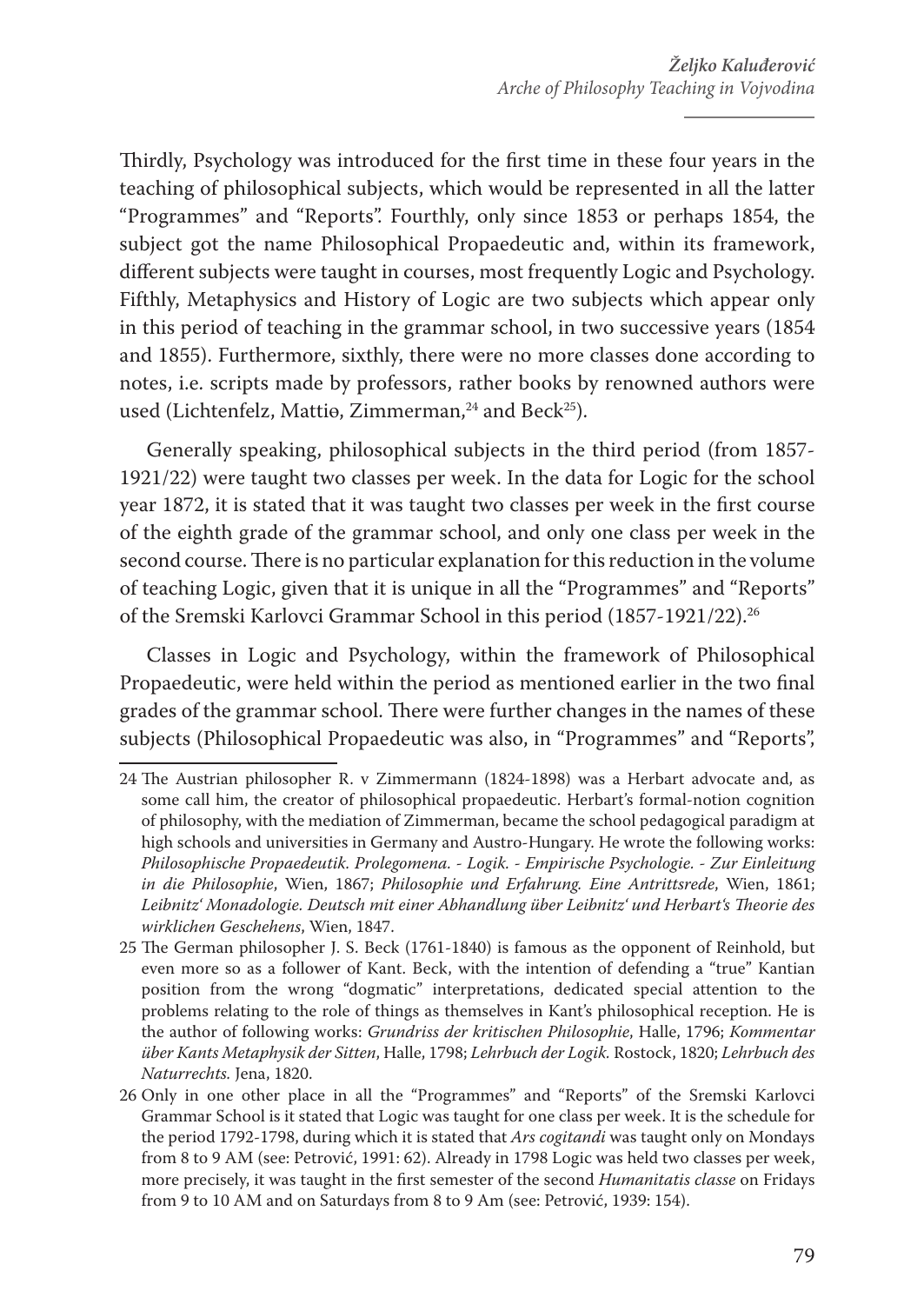Thirdly, Psychology was introduced for the first time in these four years in the teaching of philosophical subjects, which would be represented in all the latter "Programmes" and "Reports". Fourthly, only since 1853 or perhaps 1854, the subject got the name Philosophical Propaedeutic and, within its framework, different subjects were taught in courses, most frequently Logic and Psychology. Fifthly, Metaphysics and History of Logic are two subjects which appear only in this period of teaching in the grammar school, in two successive years (1854 and 1855). Furthermore, sixthly, there were no more classes done according to notes, i.e. scripts made by professors, rather books by renowned authors were used (Lichtenfelz, Mattiө, Zimmerman,[24] and Beck[25]).

Generally speaking, philosophical subjects in the third period (from 1857-1921/22) were taught two classes per week. In the data for Logic for the school year 1872, it is stated that it was taught two classes per week in the first course of the eighth grade of the grammar school, and only one class per week in the second course. There is no particular explanation for this reduction in the volume of teaching Logic, given that it is unique in all the "Programmes" and "Reports" of the Sremski Karlovci Grammar School in this period (1857-1921/22).[26]

Classes in Logic and Psychology, within the framework of Philosophical Propaedeutic, were held within the period as mentioned earlier in the two final grades of the grammar school. There were further changes in the names of these subjects (Philosophical Propaedeutic was also, in "Programmes" and "Reports",

---

24 The Austrian philosopher R. v Zimmermann (1824-1898) was a Herbart advocate and, as some call him, the creator of philosophical propaedeutic. Herbart's formal-notion cognition of philosophy, with the mediation of Zimmerman, became the school pedagogical paradigm at high schools and universities in Germany and Austro-Hungary. He wrote the following works: *Philosophische Propaedeutik. Prolegomena. - Logik. - Empirische Psychologie. - Zur Einleitung in die Philosophie*, Wien, 1867; *Philosophie und Erfahrung. Eine Antrittsrede*, Wien, 1861; *Leibnitz' Monadologie. Deutsch mit einer Abhandlung über Leibnitz' und Herbart's Theorie des wirklichen Geschehens*, Wien, 1847.

25 The German philosopher J. S. Beck (1761-1840) is famous as the opponent of Reinhold, but even more so as a follower of Kant. Beck, with the intention of defending a "true" Kantian position from the wrong "dogmatic" interpretations, dedicated special attention to the problems relating to the role of things as themselves in Kant's philosophical reception. He is the author of following works: *Grundriss der kritischen Philosophie*, Halle, 1796; *Kommentar über Kants Metaphysik der Sitten*, Halle, 1798; *Lehrbuch der Logik.* Rostock, 1820; *Lehrbuch des Naturrechts.* Jena, 1820.

26 Only in one other place in all the "Programmes" and "Reports" of the Sremski Karlovci Grammar School is it stated that Logic was taught for one class per week. It is the schedule for the period 1792-1798, during which it is stated that *Ars cogitandi* was taught only on Mondays from 8 to 9 AM (see: Petrović, 1991: 62). Already in 1798 Logic was held two classes per week, more precisely, it was taught in the first semester of the second *Humanitatis classe* on Fridays from 9 to 10 AM and on Saturdays from 8 to 9 Am (see: Petrović, 1939: 154).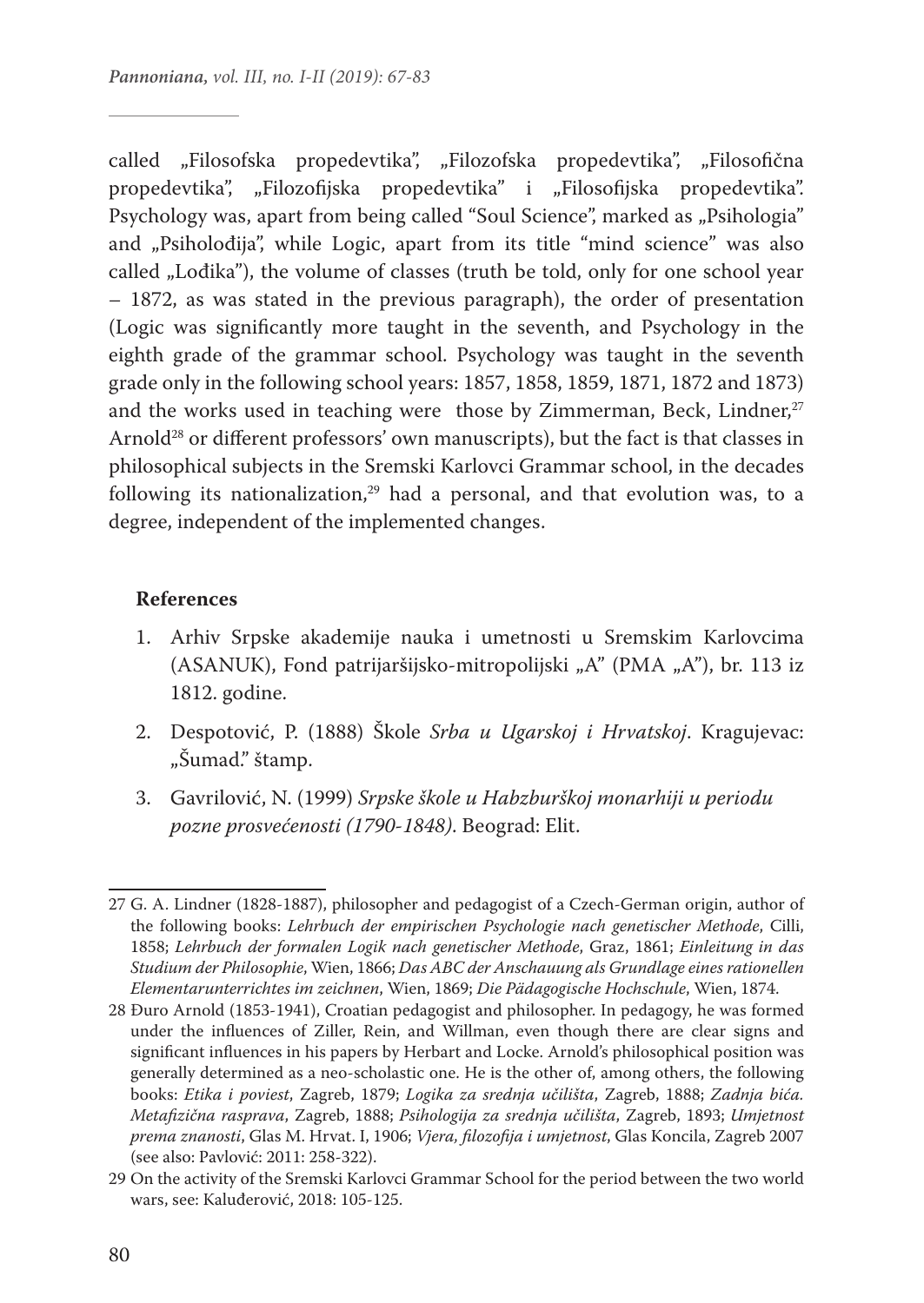called „Filosofska propedevtika", „Filozofska propedevtika", „Filosofična propedevtika", „Filozofijska propedevtika" i „Filosofijska propedevtika". Psychology was, apart from being called "Soul Science", marked as „Psihologia" and „Psiholođija", while Logic, apart from its title "mind science" was also called „Lođika"), the volume of classes (truth be told, only for one school year – 1872, as was stated in the previous paragraph), the order of presentation (Logic was significantly more taught in the seventh, and Psychology in the eighth grade of the grammar school. Psychology was taught in the seventh grade only in the following school years: 1857, 1858, 1859, 1871, 1872 and 1873) and the works used in teaching were those by Zimmerman, Beck, Lindner,[27] Arnold[28] or different professors' own manuscripts), but the fact is that classes in philosophical subjects in the Sremski Karlovci Grammar school, in the decades following its nationalization,[29] had a personal, and that evolution was, to a degree, independent of the implemented changes.

## References

1. Arhiv Srpske akademije nauka i umetnosti u Sremskim Karlovcima (ASANUK), Fond patrijaršijsko-mitropolijski „A" (PMA „A"), br. 113 iz 1812. godine.
2. Despotović, P. (1888) Škole *Srba u Ugarskoj i Hrvatskoj*. Kragujevac: „Šumad." štamp.
3. Gavrilović, N. (1999) *Srpske škole u Habzburškoj monarhiji u periodu pozne prosvećenosti (1790-1848)*. Beograd: Elit.

---

27 G. A. Lindner (1828-1887), philosopher and pedagogist of a Czech-German origin, author of the following books: *Lehrbuch der empirischen Psychologie nach genetischer Methode*, Cilli, 1858; *Lehrbuch der formalen Logik nach genetischer Methode*, Graz, 1861; *Einleitung in das Studium der Philosophie*, Wien, 1866; *Das ABC der Anschauung als Grundlage eines rationellen Elementarunterrichtes im zeichnen*, Wien, 1869; *Die Pädagogische Hochschule*, Wien, 1874.

28 Đuro Arnold (1853-1941), Croatian pedagogist and philosopher. In pedagogy, he was formed under the influences of Ziller, Rein, and Willman, even though there are clear signs and significant influences in his papers by Herbart and Locke. Arnold's philosophical position was generally determined as a neo-scholastic one. He is the other of, among others, the following books: *Etika i poviest*, Zagreb, 1879; *Logika za srednja učilišta*, Zagreb, 1888; *Zadnja bića. Metafizična rasprava*, Zagreb, 1888; *Psihologija za srednja učilišta*, Zagreb, 1893; *Umjetnost prema znanosti*, Glas M. Hrvat. I, 1906; *Vjera, filozofija i umjetnost*, Glas Koncila, Zagreb 2007 (see also: Pavlović: 2011: 258-322).

29 On the activity of the Sremski Karlovci Grammar School for the period between the two world wars, see: Kaluđerović, 2018: 105-125.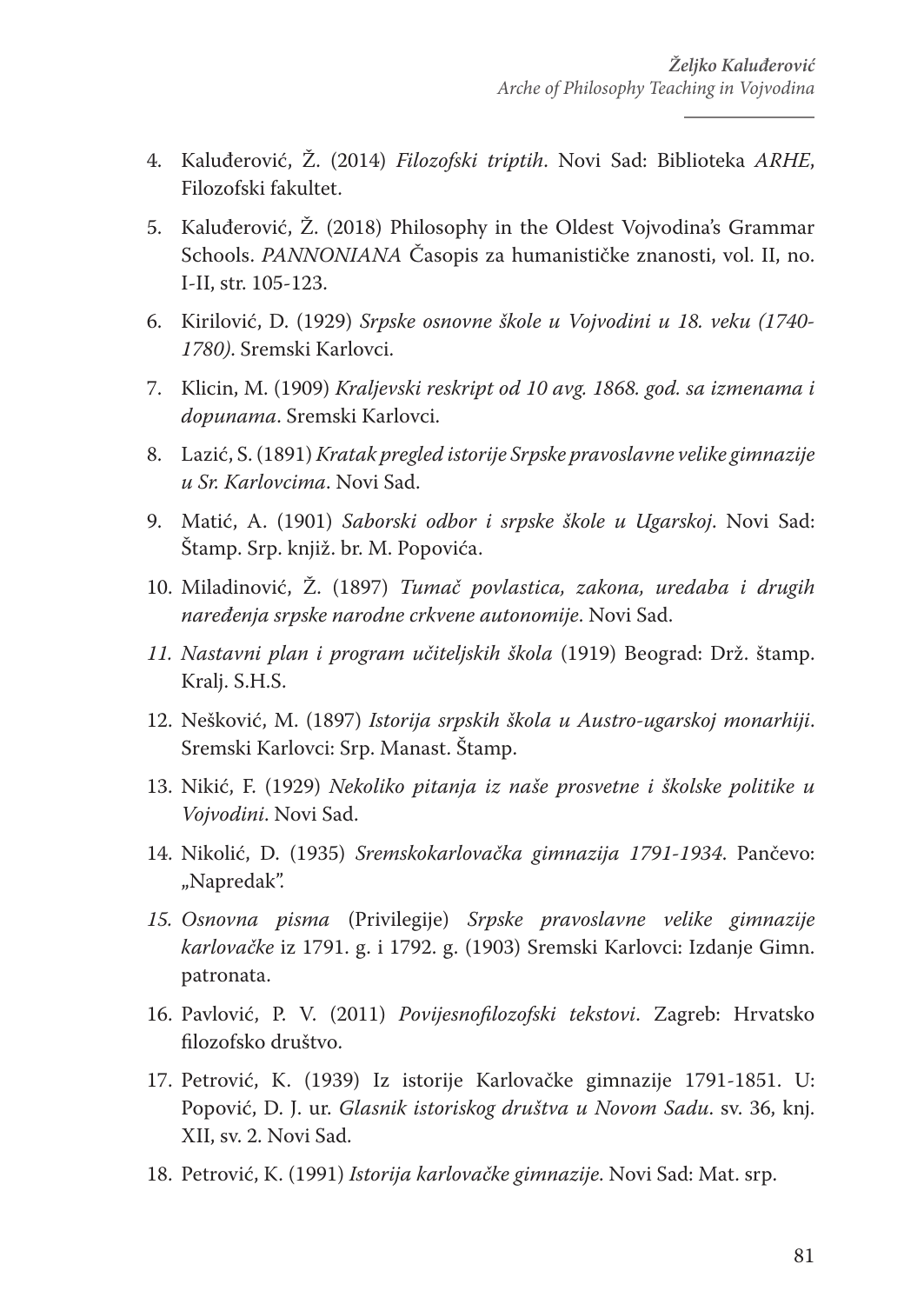4. Kaluđerović, Ž. (2014) *Filozofski triptih*. Novi Sad: Biblioteka *ARHE*, Filozofski fakultet.
5. Kaluđerović, Ž. (2018) Philosophy in the Oldest Vojvodina's Grammar Schools. *PANNONIANA* Časopis za humanističke znanosti, vol. II, no. I-II, str. 105-123.
6. Kirilović, D. (1929) *Srpske osnovne škole u Vojvodini u 18. veku (1740-1780)*. Sremski Karlovci.
7. Klicin, M. (1909) *Kraljevski reskript od 10 avg. 1868. god. sa izmenama i dopunama*. Sremski Karlovci.
8. Lazić, S. (1891) *Kratak pregled istorije Srpske pravoslavne velike gimnazije u Sr. Karlovcima*. Novi Sad.
9. Matić, A. (1901) *Saborski odbor i srpske škole u Ugarskoj*. Novi Sad: Štamp. Srp. knjiž. br. M. Popovića.
10. Miladinović, Ž. (1897) *Tumač povlastica, zakona, uredaba i drugih naređenja srpske narodne crkvene autonomije*. Novi Sad.
11. *Nastavni plan i program učiteljskih škola* (1919) Beograd: Drž. štamp. Kralj. S.H.S.
12. Nešković, M. (1897) *Istorija srpskih škola u Austro-ugarskoj monarhiji*. Sremski Karlovci: Srp. Manast. Štamp.
13. Nikić, F. (1929) *Nekoliko pitanja iz naše prosvetne i školske politike u Vojvodini*. Novi Sad.
14. Nikolić, D. (1935) *Sremskokarlovačka gimnazija 1791-1934*. Pančevo: „Napredak".
15. *Osnovna pisma* (Privilegije) *Srpske pravoslavne velike gimnazije karlovačke* iz 1791. g. i 1792. g. (1903) Sremski Karlovci: Izdanje Gimn. patronata.
16. Pavlović, P. V. (2011) *Povijesnofilozofski tekstovi*. Zagreb: Hrvatsko filozofsko društvo.
17. Petrović, K. (1939) Iz istorije Karlovačke gimnazije 1791-1851. U: Popović, D. J. ur. *Glasnik istoriskog društva u Novom Sadu*. sv. 36, knj. XII, sv. 2. Novi Sad.
18. Petrović, K. (1991) *Istorija karlovačke gimnazije*. Novi Sad: Mat. srp.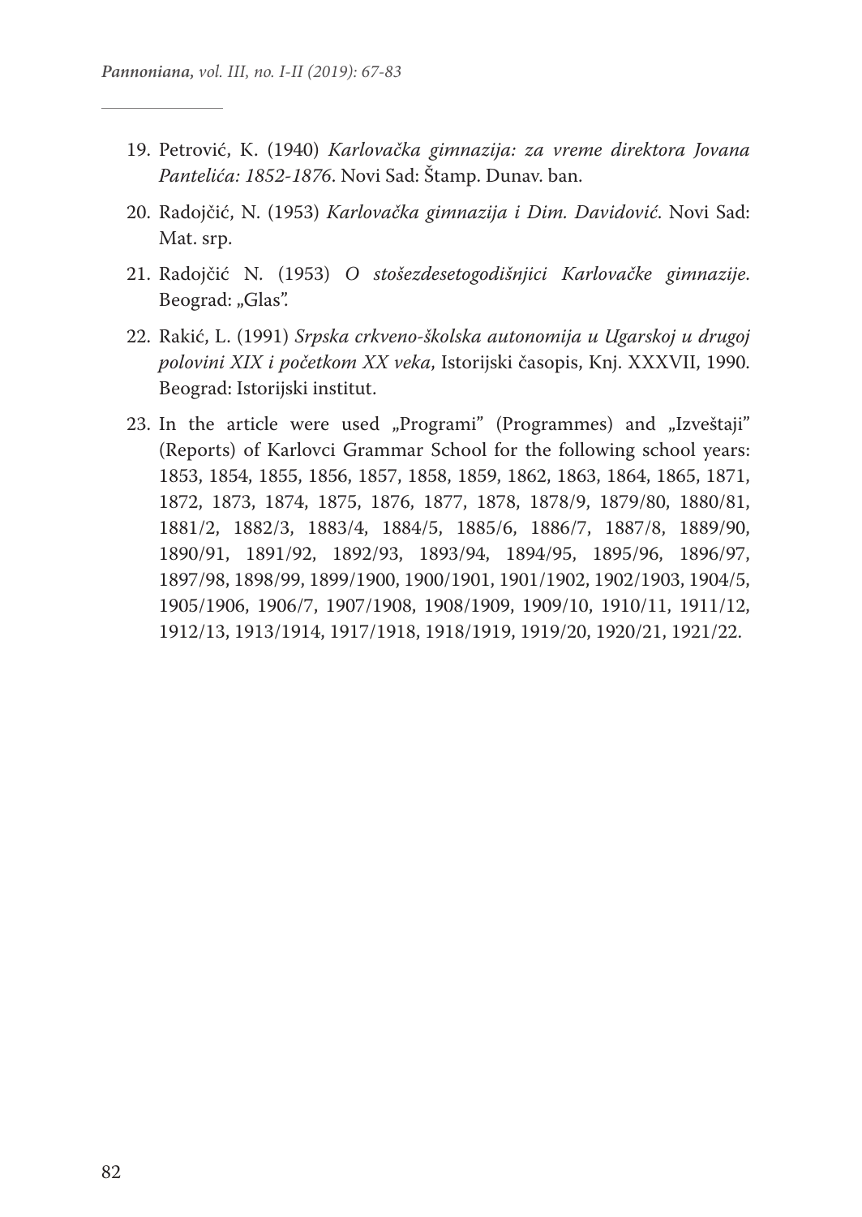19. Petrović, K. (1940) *Karlovačka gimnazija: za vreme direktora Jovana Pantelića: 1852-1876*. Novi Sad: Štamp. Dunav. ban.

20. Radojčić, N. (1953) *Karlovačka gimnazija i Dim. Davidović*. Novi Sad: Mat. srp.

21. Radojčić N. (1953) *O stošezdesetogodišnjici Karlovačke gimnazije*. Beograd: „Glas".

22. Rakić, L. (1991) *Srpska crkveno-školska autonomija u Ugarskoj u drugoj polovini XIX i početkom XX veka*, Istorijski časopis, Knj. XXXVII, 1990. Beograd: Istorijski institut.

23. In the article were used „Programi" (Programmes) and „Izveštaji" (Reports) of Karlovci Grammar School for the following school years: 1853, 1854, 1855, 1856, 1857, 1858, 1859, 1862, 1863, 1864, 1865, 1871, 1872, 1873, 1874, 1875, 1876, 1877, 1878, 1878/9, 1879/80, 1880/81, 1881/2, 1882/3, 1883/4, 1884/5, 1885/6, 1886/7, 1887/8, 1889/90, 1890/91, 1891/92, 1892/93, 1893/94, 1894/95, 1895/96, 1896/97, 1897/98, 1898/99, 1899/1900, 1900/1901, 1901/1902, 1902/1903, 1904/5, 1905/1906, 1906/7, 1907/1908, 1908/1909, 1909/10, 1910/11, 1911/12, 1912/13, 1913/1914, 1917/1918, 1918/1919, 1919/20, 1920/21, 1921/22.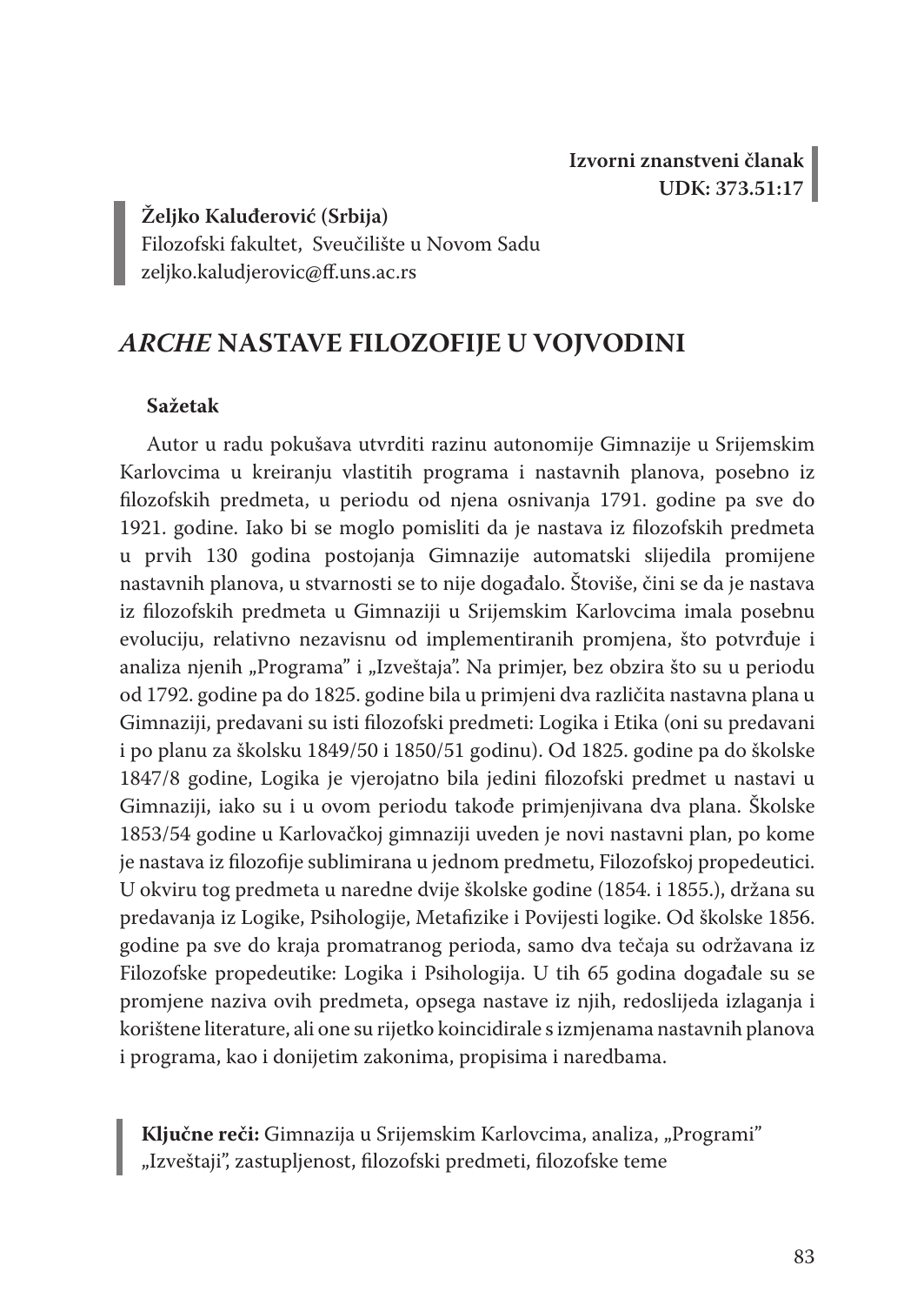**Izvorni znanstveni članak**
**UDK: 373.51:17**

**Željko Kaluđerović (Srbija)**
Filozofski fakultet, Sveučilište u Novom Sadu
zeljko.kaludjerovic@ff.uns.ac.rs

# *ARCHE* NASTAVE FILOZOFIJE U VOJVODINI

**Sažetak**

Autor u radu pokušava utvrditi razinu autonomije Gimnazije u Srijemskim Karlovcima u kreiranju vlastitih programa i nastavnih planova, posebno iz filozofskih predmeta, u periodu od njena osnivanja 1791. godine pa sve do 1921. godine. Iako bi se moglo pomisliti da je nastava iz filozofskih predmeta u prvih 130 godina postojanja Gimnazije automatski slijedila promijene nastavnih planova, u stvarnosti se to nije događalo. Štoviše, čini se da je nastava iz filozofskih predmeta u Gimnaziji u Srijemskim Karlovcima imala posebnu evoluciju, relativno nezavisnu od implementiranih promjena, što potvrđuje i analiza njenih „Programa" i „Izveštaja". Na primjer, bez obzira što su u periodu od 1792. godine pa do 1825. godine bila u primjeni dva različita nastavna plana u Gimnaziji, predavani su isti filozofski predmeti: Logika i Etika (oni su predavani i po planu za školsku 1849/50 i 1850/51 godinu). Od 1825. godine pa do školske 1847/8 godine, Logika je vjerojatno bila jedini filozofski predmet u nastavi u Gimnaziji, iako su i u ovom periodu takođe primjenjivana dva plana. Školske 1853/54 godine u Karlovačkoj gimnaziji uveden je novi nastavni plan, po kome je nastava iz filozofije sublimirana u jednom predmetu, Filozofskoj propedeutici. U okviru tog predmeta u naredne dvije školske godine (1854. i 1855.), držana su predavanja iz Logike, Psihologije, Metafizike i Povijesti logike. Od školske 1856. godine pa sve do kraja promatranog perioda, samo dva tečaja su održavana iz Filozofske propedeutike: Logika i Psihologija. U tih 65 godina događale su se promjene naziva ovih predmeta, opsega nastave iz njih, redoslijeda izlaganja i korištene literature, ali one su rijetko koincidirale s izmjenama nastavnih planova i programa, kao i donijetim zakonima, propisima i naredbama.

**Ključne reči:** Gimnazija u Srijemskim Karlovcima, analiza, „Programi" „Izveštaji", zastupljenost, filozofski predmeti, filozofske teme